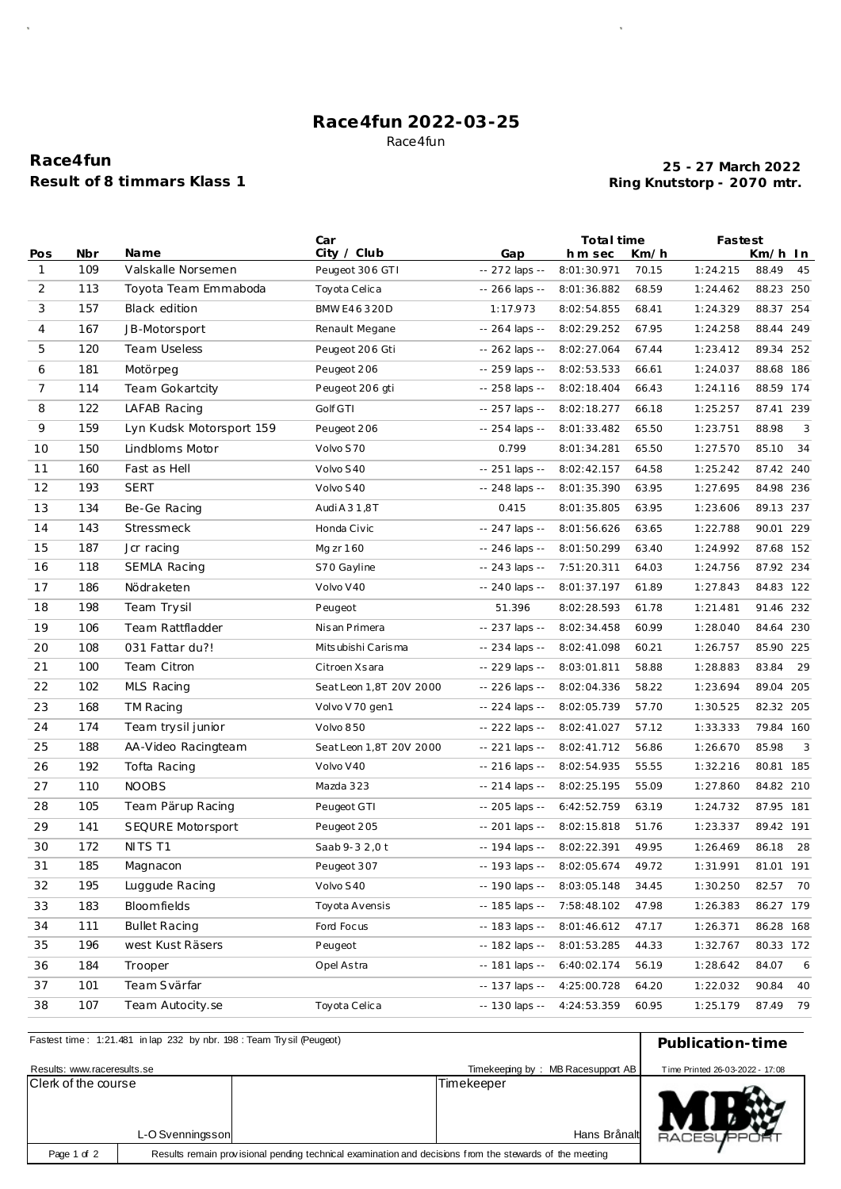# Race4fun 2022-03-25

Race4fun

## Race4fun

### Result of 8 timmars Klass 1

**25 - 27 March 2022**
**Ring Knutstorp - 2070 mtr.**

| Pos | Nbr | Name | Car City / Club | Gap | Total time h m sec | Km/h | Fastest | Km/h | In |
|---|---|---|---|---|---|---|---|---|---|
| 1 | 109 | Valskalle Norsemen | Peugeot 306 GTI | -- 272 laps -- | 8:01:30.971 | 70.15 | 1:24.215 | 88.49 | 45 |
| 2 | 113 | Toyota Team Emmaboda | Toyota Celica | -- 266 laps -- | 8:01:36.882 | 68.59 | 1:24.462 | 88.23 | 250 |
| 3 | 157 | Black edition | BMW E46 320D | 1:17.973 | 8:02:54.855 | 68.41 | 1:24.329 | 88.37 | 254 |
| 4 | 167 | JB-Motorsport | Renault Megane | -- 264 laps -- | 8:02:29.252 | 67.95 | 1:24.258 | 88.44 | 249 |
| 5 | 120 | Team Useless | Peugeot 206 Gti | -- 262 laps -- | 8:02:27.064 | 67.44 | 1:23.412 | 89.34 | 252 |
| 6 | 181 | Motörpeg | Peugeot 206 | -- 259 laps -- | 8:02:53.533 | 66.61 | 1:24.037 | 88.68 | 186 |
| 7 | 114 | Team Gokartcity | Peugeot 206 gti | -- 258 laps -- | 8:02:18.404 | 66.43 | 1:24.116 | 88.59 | 174 |
| 8 | 122 | LAFAB Racing | Golf GTI | -- 257 laps -- | 8:02:18.277 | 66.18 | 1:25.257 | 87.41 | 239 |
| 9 | 159 | Lyn Kudsk Motorsport 159 | Peugeot 206 | -- 254 laps -- | 8:01:33.482 | 65.50 | 1:23.751 | 88.98 | 3 |
| 10 | 150 | Lindbloms Motor | Volvo S70 | 0.799 | 8:01:34.281 | 65.50 | 1:27.570 | 85.10 | 34 |
| 11 | 160 | Fast as Hell | Volvo S40 | -- 251 laps -- | 8:02:42.157 | 64.58 | 1:25.242 | 87.42 | 240 |
| 12 | 193 | SERT | Volvo S40 | -- 248 laps -- | 8:01:35.390 | 63.95 | 1:27.695 | 84.98 | 236 |
| 13 | 134 | Be-Ge Racing | Audi A3 1,8T | 0.415 | 8:01:35.805 | 63.95 | 1:23.606 | 89.13 | 237 |
| 14 | 143 | Stressmeck | Honda Civic | -- 247 laps -- | 8:01:56.626 | 63.65 | 1:22.788 | 90.01 | 229 |
| 15 | 187 | Jcr racing | Mg zr 160 | -- 246 laps -- | 8:01:50.299 | 63.40 | 1:24.992 | 87.68 | 152 |
| 16 | 118 | SEMLA Racing | S70 Gayline | -- 243 laps -- | 7:51:20.311 | 64.03 | 1:24.756 | 87.92 | 234 |
| 17 | 186 | Nödraketen | Volvo V40 | -- 240 laps -- | 8:01:37.197 | 61.89 | 1:27.843 | 84.83 | 122 |
| 18 | 198 | Team Trysil | Peugeot | 51.396 | 8:02:28.593 | 61.78 | 1:21.481 | 91.46 | 232 |
| 19 | 106 | Team Rattfladder | Nissan Primera | -- 237 laps -- | 8:02:34.458 | 60.99 | 1:28.040 | 84.64 | 230 |
| 20 | 108 | 031 Fattar du?! | Mitsubishi Carisma | -- 234 laps -- | 8:02:41.098 | 60.21 | 1:26.757 | 85.90 | 225 |
| 21 | 100 | Team Citron | Citroen Xsara | -- 229 laps -- | 8:03:01.811 | 58.88 | 1:28.883 | 83.84 | 29 |
| 22 | 102 | MLS Racing | Seat Leon 1,8T 20V 2000 | -- 226 laps -- | 8:02:04.336 | 58.22 | 1:23.694 | 89.04 | 205 |
| 23 | 168 | TM Racing | Volvo V70 gen1 | -- 224 laps -- | 8:02:05.739 | 57.70 | 1:30.525 | 82.32 | 205 |
| 24 | 174 | Team trysil junior | Volvo 850 | -- 222 laps -- | 8:02:41.027 | 57.12 | 1:33.333 | 79.84 | 160 |
| 25 | 188 | AA-Video Racingteam | Seat Leon 1,8T 20V 2000 | -- 221 laps -- | 8:02:41.712 | 56.86 | 1:26.670 | 85.98 | 3 |
| 26 | 192 | Tofta Racing | Volvo V40 | -- 216 laps -- | 8:02:54.935 | 55.55 | 1:32.216 | 80.81 | 185 |
| 27 | 110 | NOOBS | Mazda 323 | -- 214 laps -- | 8:02:25.195 | 55.09 | 1:27.860 | 84.82 | 210 |
| 28 | 105 | Team Pärup Racing | Peugeot GTI | -- 205 laps -- | 6:42:52.759 | 63.19 | 1:24.732 | 87.95 | 181 |
| 29 | 141 | SEQURE Motorsport | Peugeot 205 | -- 201 laps -- | 8:02:15.818 | 51.76 | 1:23.337 | 89.42 | 191 |
| 30 | 172 | NITS T1 | Saab 9-3 2,0 t | -- 194 laps -- | 8:02:22.391 | 49.95 | 1:26.469 | 86.18 | 28 |
| 31 | 185 | Magnacon | Peugeot 307 | -- 193 laps -- | 8:02:05.674 | 49.72 | 1:31.991 | 81.01 | 191 |
| 32 | 195 | Luggude Racing | Volvo S40 | -- 190 laps -- | 8:03:05.148 | 34.45 | 1:30.250 | 82.57 | 70 |
| 33 | 183 | Bloomfields | Toyota Avensis | -- 185 laps -- | 7:58:48.102 | 47.98 | 1:26.383 | 86.27 | 179 |
| 34 | 111 | Bullet Racing | Ford Focus | -- 183 laps -- | 8:01:46.612 | 47.17 | 1:26.371 | 86.28 | 168 |
| 35 | 196 | west Kust Räsers | Peugeot | -- 182 laps -- | 8:01:53.285 | 44.33 | 1:32.767 | 80.33 | 172 |
| 36 | 184 | Trooper | Opel Astra | -- 181 laps -- | 6:40:02.174 | 56.19 | 1:28.642 | 84.07 | 6 |
| 37 | 101 | Team Svärfar | | -- 137 laps -- | 4:25:00.728 | 64.20 | 1:22.032 | 90.84 | 40 |
| 38 | 107 | Team Autocity.se | Toyota Celica | -- 130 laps -- | 4:24:53.359 | 60.95 | 1:25.179 | 87.49 | 79 |

Fastest time : 1:21.481 in lap 232 by nbr. 198 : Team Trysil (Peugeot)

**Publication-time**

Results: www.raceresults.se

Timekeeping by : MB Racesupport AB

Time Printed 26-03-2022 - 17:08

| Clerk of the course | Timekeeper |
|---|---|
| L-O Svenningsson | Hans Brånalt |

Results remain provisional pending technical examination and decisions from the stewards of the meeting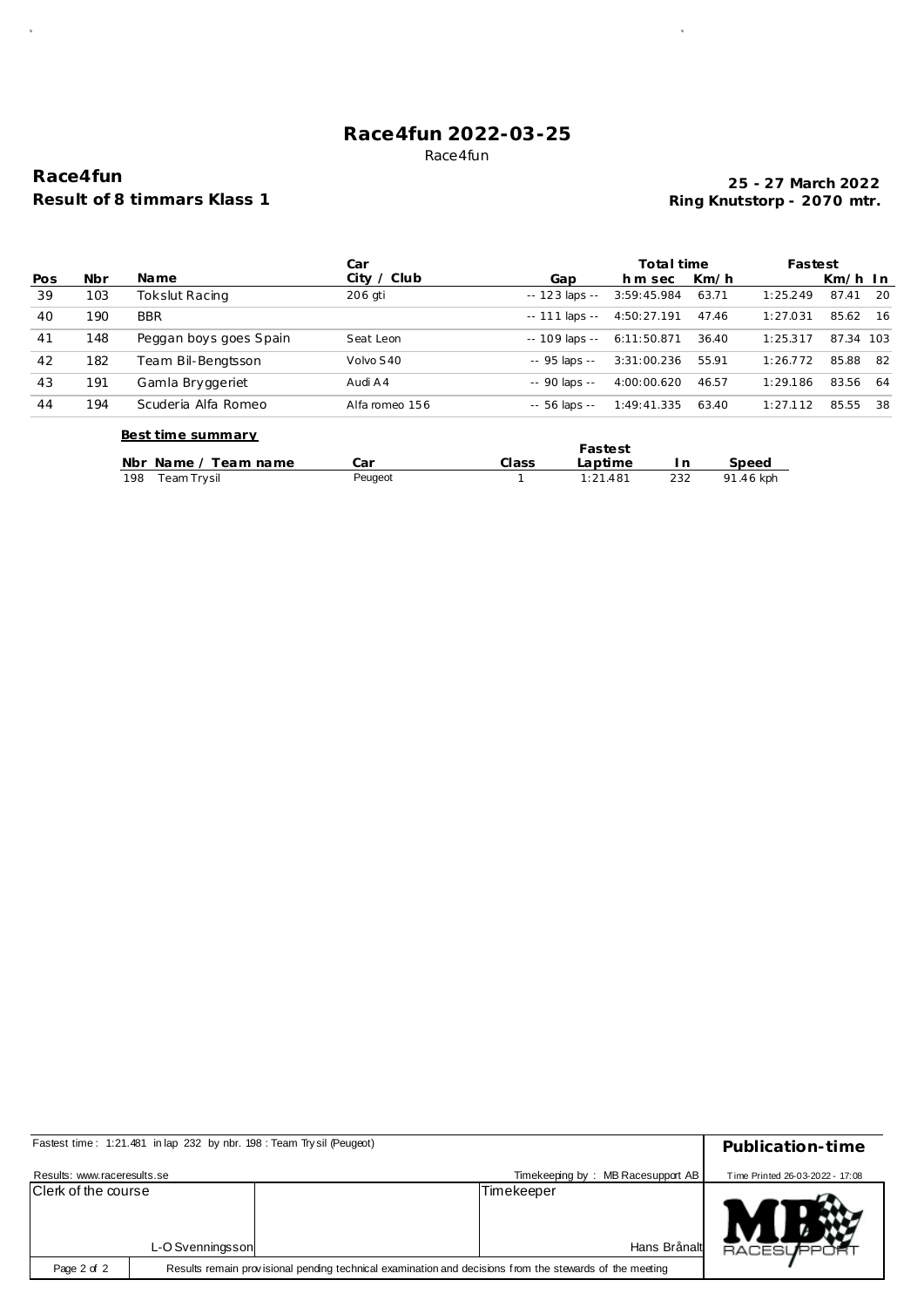# Race4fun 2022-03-25

Race4fun

**Race4fun**

**Result of 8 timmars Klass 1**

**25 - 27 March 2022**

**Ring Knutstorp - 2070 mtr.**

| | | | Car | | Total time | | Fastest | | |
|---|---|---|---|---|---|---|---|---|---|
| **Pos** | **Nbr** | **Name** | **City / Club** | **Gap** | **h m sec** | **Km/h** | | **Km/h** | **In** |
| 39 | 103 | Tokslut Racing | 206 gti | -- 123 laps -- | 3:59:45.984 | 63.71 | 1:25.249 | 87.41 | 20 |
| 40 | 190 | BBR | | -- 111 laps -- | 4:50:27.191 | 47.46 | 1:27.031 | 85.62 | 16 |
| 41 | 148 | Peggan boys goes Spain | Seat Leon | -- 109 laps -- | 6:11:50.871 | 36.40 | 1:25.317 | 87.34 | 103 |
| 42 | 182 | Team Bil-Bengtsson | Volvo S40 | -- 95 laps -- | 3:31:00.236 | 55.91 | 1:26.772 | 85.88 | 82 |
| 43 | 191 | Gamla Bryggeriet | Audi A4 | -- 90 laps -- | 4:00:00.620 | 46.57 | 1:29.186 | 83.56 | 64 |
| 44 | 194 | Scuderia Alfa Romeo | Alfa romeo 156 | -- 56 laps -- | 1:49:41.335 | 63.40 | 1:27.112 | 85.55 | 38 |

**Best time summary**

| Nbr | Name / Team name | Car | Class | Fastest Laptime | In | Speed |
|---|---|---|---|---|---|---|
| 198 | Team Trysil | Peugeot | 1 | 1:21.481 | 232 | 91.46 kph |

Fastest time : 1:21.481 in lap 232 by nbr. 198 : Team Trysil (Peugeot)

**Publication-time**

Results: www.raceresults.se

Timekeeping by : MB Racesupport AB

Time Printed 26-03-2022 - 17:08

| Clerk of the course | Timekeeper |
|---|---|
| L-O Svenningsson | Hans Brånalt |

Results remain provisional pending technical examination and decisions from the stewards of the meeting